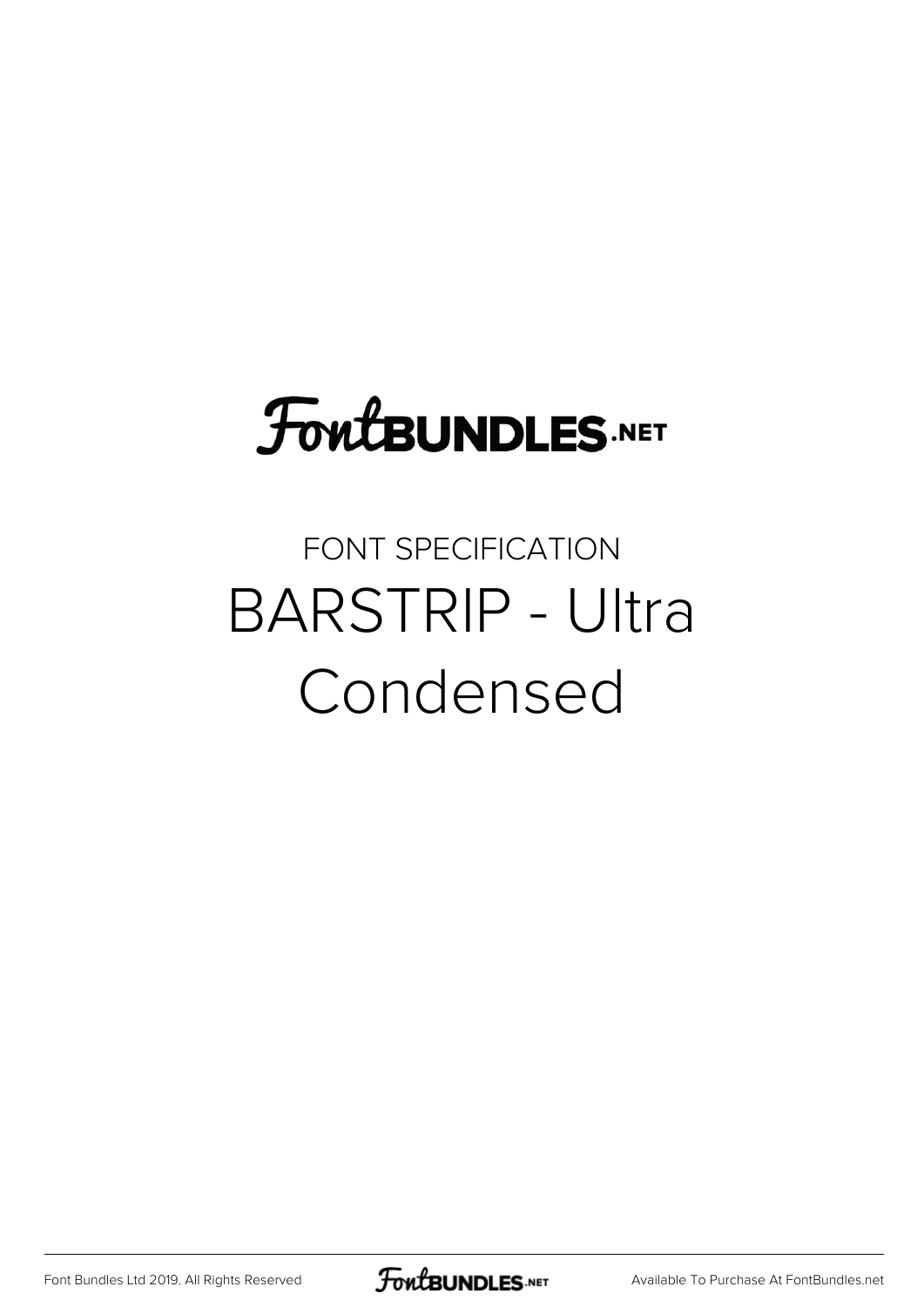# FontBUNDLES.NET

FONT SPECIFICATION

# BARSTRIP - Ultra Condensed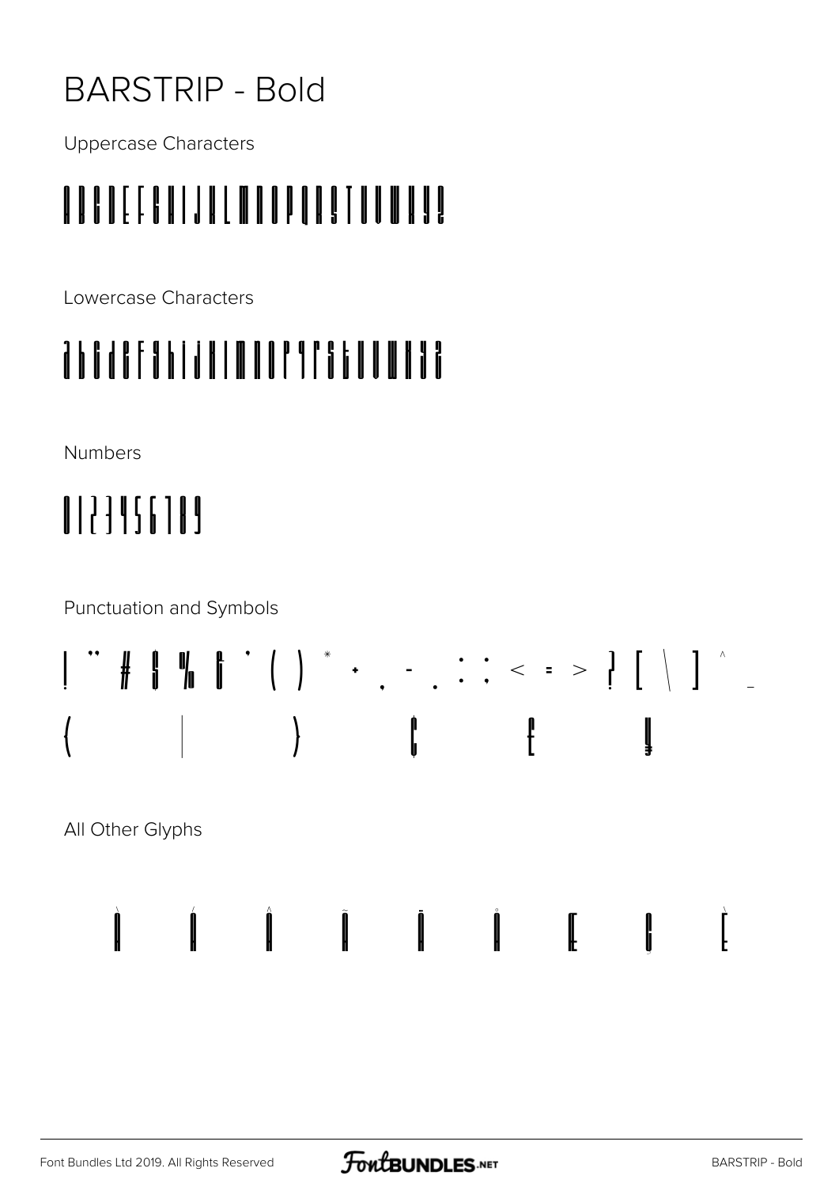# BARSTRIP - Bold

Uppercase Characters

A B C D E F G H I J K L M N O P Q R S T U V W X Y Z

Lowercase Characters

a b c d e f g h i j k l m n o p q r s t u v w x y z

Numbers

0 1 2 3 4 5 6 7 8 9

Punctuation and Symbols

! " # $ % & ' ( ) * + , - . : ; < = > ? [ \ ] ^ _

{ | } ¢ £ ¥

All Other Glyphs

À Á Â Ã Ä Å Æ Ç È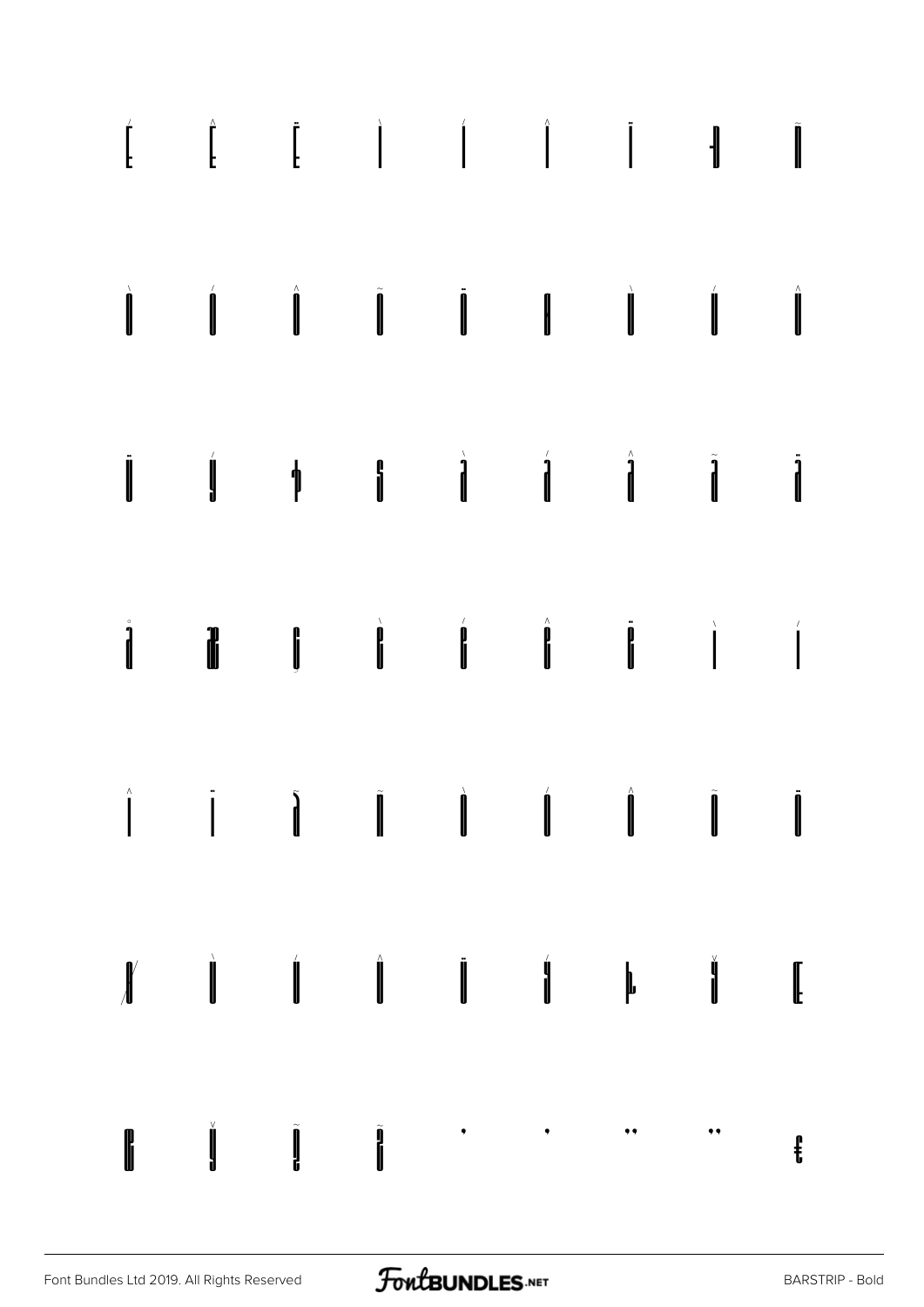É Ê Ë Ì Í Î Ï Ð Ñ

Ò Ó Ô Õ Ö × Ù Ú Û

Ü Ý Þ ß à á â ã ä

å æ ç è é ê ë ì í

î ï ð ñ ò ó ô õ ö

ø ù ú û ü ý þ ÿ Œ

œ Ÿ Ž ž · • ¨ ¨ €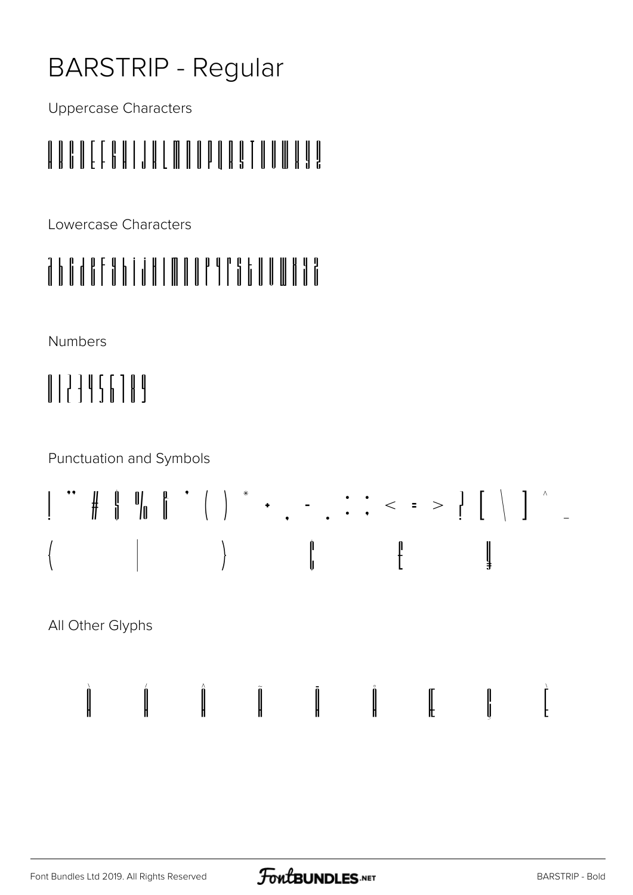# BARSTRIP - Regular

Uppercase Characters

A B C D E F G H I J K L M N O P Q R S T U V W X Y Z

Lowercase Characters

a b c d e f g h i j k l m n o p q r s t u v w x y z

Numbers

0 1 2 3 4 5 6 7 8 9

Punctuation and Symbols

! " # $ % & ' ( ) * + , - . : ; < = > ? [ \ ] ^ _

{ | } ¢ £ ¥

All Other Glyphs

À Á Â Ã Ä Å Æ Ç È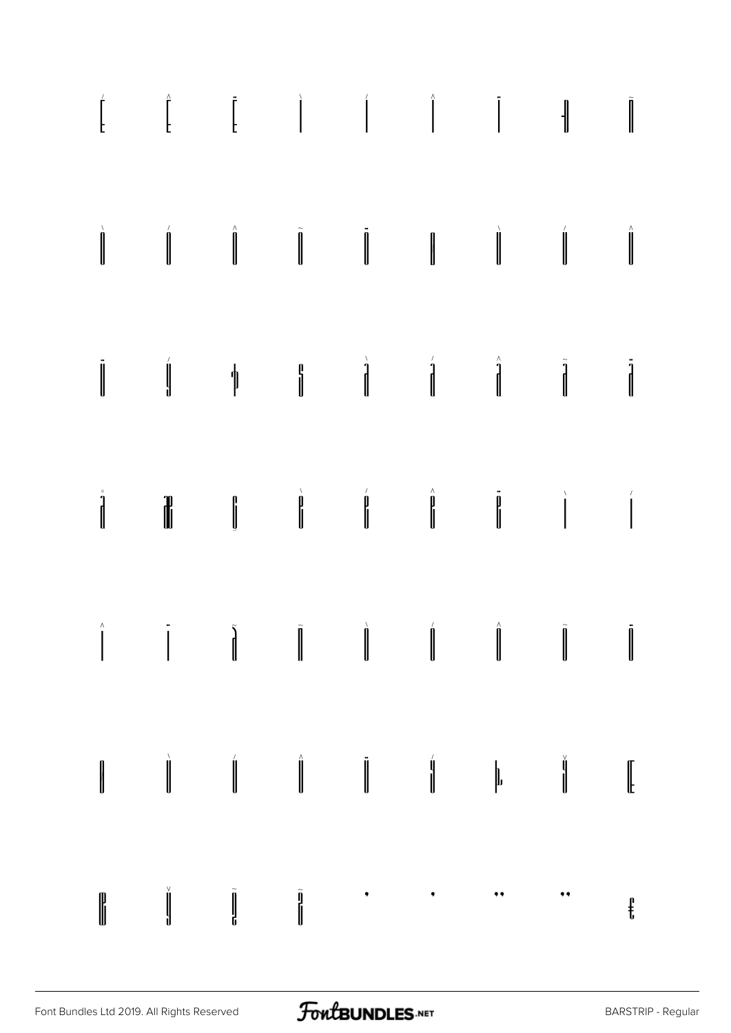É Ê Ë Ì Í Î Ï Ð Ñ

Ò Ó Ô Õ Ö Ø Ù Ú Û

Ü Ý Þ ß à á â ã ä

å æ ç è é ê ë ì í

î ï ð ñ ò ó ô õ ö

ø ù ú û ü ý þ ÿ Œ

œ Š š Ž ž ˙ ˙ ¨ ¨ ƒ